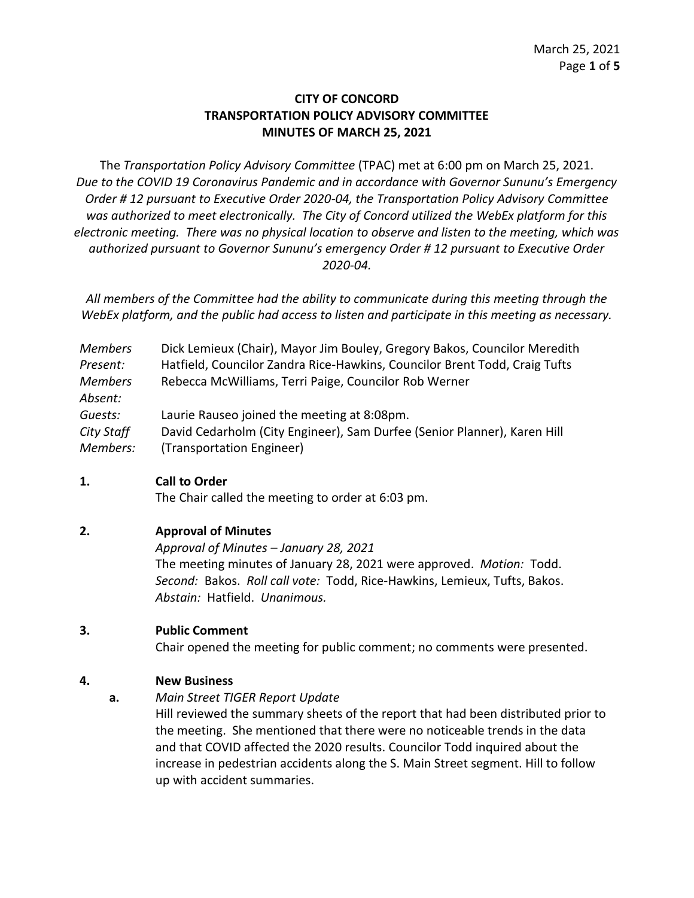# CITY OF CONCORD
## TRANSPORTATION POLICY ADVISORY COMMITTEE
## MINUTES OF MARCH 25, 2021

The *Transportation Policy Advisory Committee* (TPAC) met at 6:00 pm on March 25, 2021. *Due to the COVID 19 Coronavirus Pandemic and in accordance with Governor Sununu's Emergency Order # 12 pursuant to Executive Order 2020-04, the Transportation Policy Advisory Committee was authorized to meet electronically. The City of Concord utilized the WebEx platform for this electronic meeting. There was no physical location to observe and listen to the meeting, which was authorized pursuant to Governor Sununu's emergency Order # 12 pursuant to Executive Order 2020-04.*

*All members of the Committee had the ability to communicate during this meeting through the WebEx platform, and the public had access to listen and participate in this meeting as necessary.*

| | |
|---|---|
| *Members Present:* | Dick Lemieux (Chair), Mayor Jim Bouley, Gregory Bakos, Councilor Meredith Hatfield, Councilor Zandra Rice-Hawkins, Councilor Brent Todd, Craig Tufts |
| *Members Absent:* | Rebecca McWilliams, Terri Paige, Councilor Rob Werner |
| *Guests:* | Laurie Rauseo joined the meeting at 8:08pm. |
| *City Staff Members:* | David Cedarholm (City Engineer), Sam Durfee (Senior Planner), Karen Hill (Transportation Engineer) |

**1. Call to Order**

The Chair called the meeting to order at 6:03 pm.

**2. Approval of Minutes**

*Approval of Minutes – January 28, 2021*

The meeting minutes of January 28, 2021 were approved. *Motion:* Todd. *Second:* Bakos. *Roll call vote:* Todd, Rice-Hawkins, Lemieux, Tufts, Bakos. *Abstain:* Hatfield. *Unanimous.*

**3. Public Comment**

Chair opened the meeting for public comment; no comments were presented.

**4. New Business**

**a.** *Main Street TIGER Report Update*

Hill reviewed the summary sheets of the report that had been distributed prior to the meeting. She mentioned that there were no noticeable trends in the data and that COVID affected the 2020 results. Councilor Todd inquired about the increase in pedestrian accidents along the S. Main Street segment. Hill to follow up with accident summaries.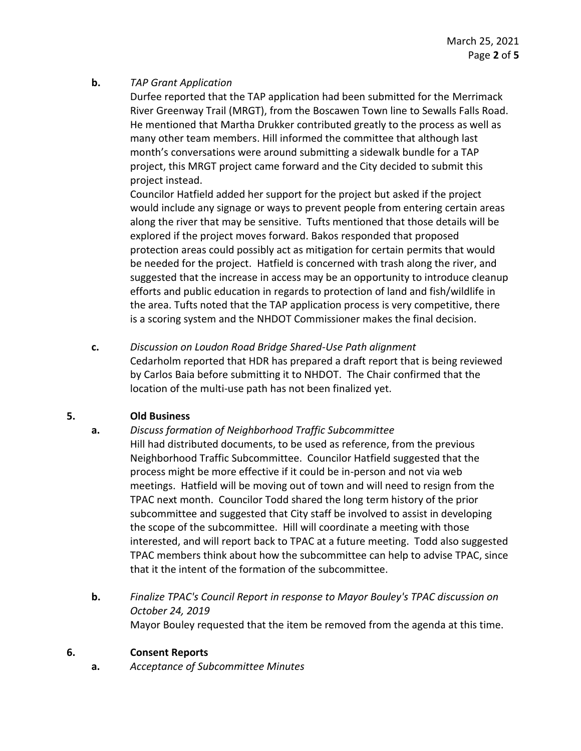**b.** *TAP Grant Application*

Durfee reported that the TAP application had been submitted for the Merrimack River Greenway Trail (MRGT), from the Boscawen Town line to Sewalls Falls Road. He mentioned that Martha Drukker contributed greatly to the process as well as many other team members. Hill informed the committee that although last month's conversations were around submitting a sidewalk bundle for a TAP project, this MRGT project came forward and the City decided to submit this project instead.

Councilor Hatfield added her support for the project but asked if the project would include any signage or ways to prevent people from entering certain areas along the river that may be sensitive. Tufts mentioned that those details will be explored if the project moves forward. Bakos responded that proposed protection areas could possibly act as mitigation for certain permits that would be needed for the project. Hatfield is concerned with trash along the river, and suggested that the increase in access may be an opportunity to introduce cleanup efforts and public education in regards to protection of land and fish/wildlife in the area. Tufts noted that the TAP application process is very competitive, there is a scoring system and the NHDOT Commissioner makes the final decision.

**c.** *Discussion on Loudon Road Bridge Shared-Use Path alignment*

Cedarholm reported that HDR has prepared a draft report that is being reviewed by Carlos Baia before submitting it to NHDOT. The Chair confirmed that the location of the multi-use path has not been finalized yet.

**5. Old Business**

**a.** *Discuss formation of Neighborhood Traffic Subcommittee*

Hill had distributed documents, to be used as reference, from the previous Neighborhood Traffic Subcommittee. Councilor Hatfield suggested that the process might be more effective if it could be in-person and not via web meetings. Hatfield will be moving out of town and will need to resign from the TPAC next month. Councilor Todd shared the long term history of the prior subcommittee and suggested that City staff be involved to assist in developing the scope of the subcommittee. Hill will coordinate a meeting with those interested, and will report back to TPAC at a future meeting. Todd also suggested TPAC members think about how the subcommittee can help to advise TPAC, since that it the intent of the formation of the subcommittee.

**b.** *Finalize TPAC's Council Report in response to Mayor Bouley's TPAC discussion on October 24, 2019*

Mayor Bouley requested that the item be removed from the agenda at this time.

**6. Consent Reports**

**a.** *Acceptance of Subcommittee Minutes*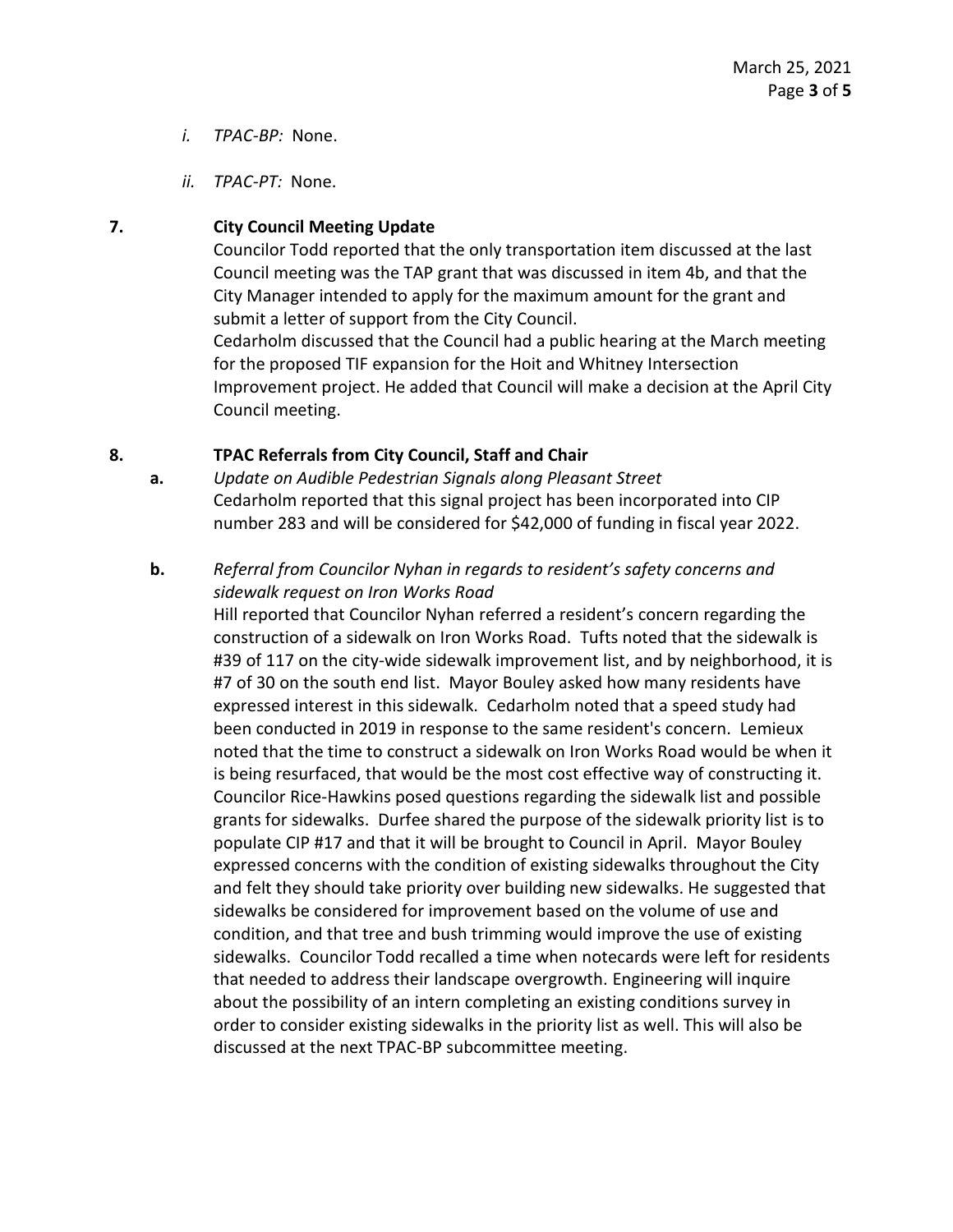*i. TPAC-BP:* None.

*ii. TPAC-PT:* None.

**7. City Council Meeting Update**

Councilor Todd reported that the only transportation item discussed at the last Council meeting was the TAP grant that was discussed in item 4b, and that the City Manager intended to apply for the maximum amount for the grant and submit a letter of support from the City Council.

Cedarholm discussed that the Council had a public hearing at the March meeting for the proposed TIF expansion for the Hoit and Whitney Intersection Improvement project. He added that Council will make a decision at the April City Council meeting.

**8. TPAC Referrals from City Council, Staff and Chair**

**a.** *Update on Audible Pedestrian Signals along Pleasant Street*

Cedarholm reported that this signal project has been incorporated into CIP number 283 and will be considered for $42,000 of funding in fiscal year 2022.

**b.** *Referral from Councilor Nyhan in regards to resident's safety concerns and sidewalk request on Iron Works Road*

Hill reported that Councilor Nyhan referred a resident's concern regarding the construction of a sidewalk on Iron Works Road. Tufts noted that the sidewalk is #39 of 117 on the city-wide sidewalk improvement list, and by neighborhood, it is #7 of 30 on the south end list. Mayor Bouley asked how many residents have expressed interest in this sidewalk. Cedarholm noted that a speed study had been conducted in 2019 in response to the same resident's concern. Lemieux noted that the time to construct a sidewalk on Iron Works Road would be when it is being resurfaced, that would be the most cost effective way of constructing it. Councilor Rice-Hawkins posed questions regarding the sidewalk list and possible grants for sidewalks. Durfee shared the purpose of the sidewalk priority list is to populate CIP #17 and that it will be brought to Council in April. Mayor Bouley expressed concerns with the condition of existing sidewalks throughout the City and felt they should take priority over building new sidewalks. He suggested that sidewalks be considered for improvement based on the volume of use and condition, and that tree and bush trimming would improve the use of existing sidewalks. Councilor Todd recalled a time when notecards were left for residents that needed to address their landscape overgrowth. Engineering will inquire about the possibility of an intern completing an existing conditions survey in order to consider existing sidewalks in the priority list as well. This will also be discussed at the next TPAC-BP subcommittee meeting.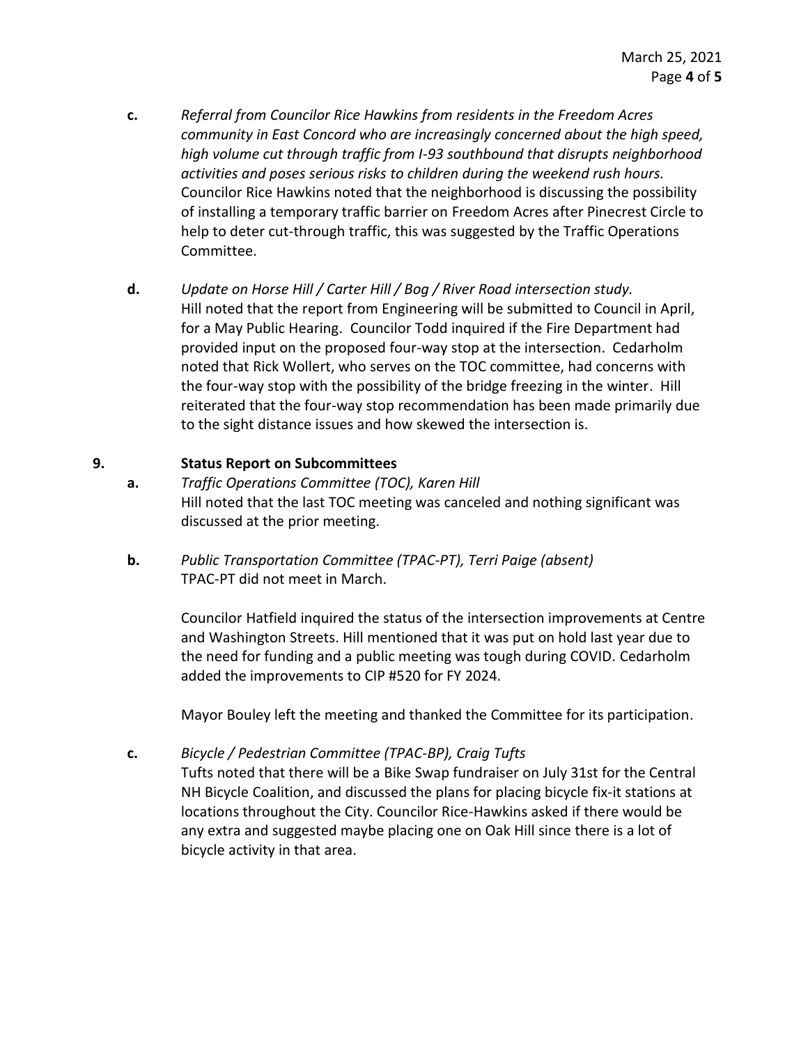**c.** *Referral from Councilor Rice Hawkins from residents in the Freedom Acres community in East Concord who are increasingly concerned about the high speed, high volume cut through traffic from I-93 southbound that disrupts neighborhood activities and poses serious risks to children during the weekend rush hours.* Councilor Rice Hawkins noted that the neighborhood is discussing the possibility of installing a temporary traffic barrier on Freedom Acres after Pinecrest Circle to help to deter cut-through traffic, this was suggested by the Traffic Operations Committee.

**d.** *Update on Horse Hill / Carter Hill / Bog / River Road intersection study.* Hill noted that the report from Engineering will be submitted to Council in April, for a May Public Hearing. Councilor Todd inquired if the Fire Department had provided input on the proposed four-way stop at the intersection. Cedarholm noted that Rick Wollert, who serves on the TOC committee, had concerns with the four-way stop with the possibility of the bridge freezing in the winter. Hill reiterated that the four-way stop recommendation has been made primarily due to the sight distance issues and how skewed the intersection is.

**9. Status Report on Subcommittees**

**a.** *Traffic Operations Committee (TOC), Karen Hill*
Hill noted that the last TOC meeting was canceled and nothing significant was discussed at the prior meeting.

**b.** *Public Transportation Committee (TPAC-PT), Terri Paige (absent)*
TPAC-PT did not meet in March.

Councilor Hatfield inquired the status of the intersection improvements at Centre and Washington Streets. Hill mentioned that it was put on hold last year due to the need for funding and a public meeting was tough during COVID. Cedarholm added the improvements to CIP #520 for FY 2024.

Mayor Bouley left the meeting and thanked the Committee for its participation.

**c.** *Bicycle / Pedestrian Committee (TPAC-BP), Craig Tufts*
Tufts noted that there will be a Bike Swap fundraiser on July 31st for the Central NH Bicycle Coalition, and discussed the plans for placing bicycle fix-it stations at locations throughout the City. Councilor Rice-Hawkins asked if there would be any extra and suggested maybe placing one on Oak Hill since there is a lot of bicycle activity in that area.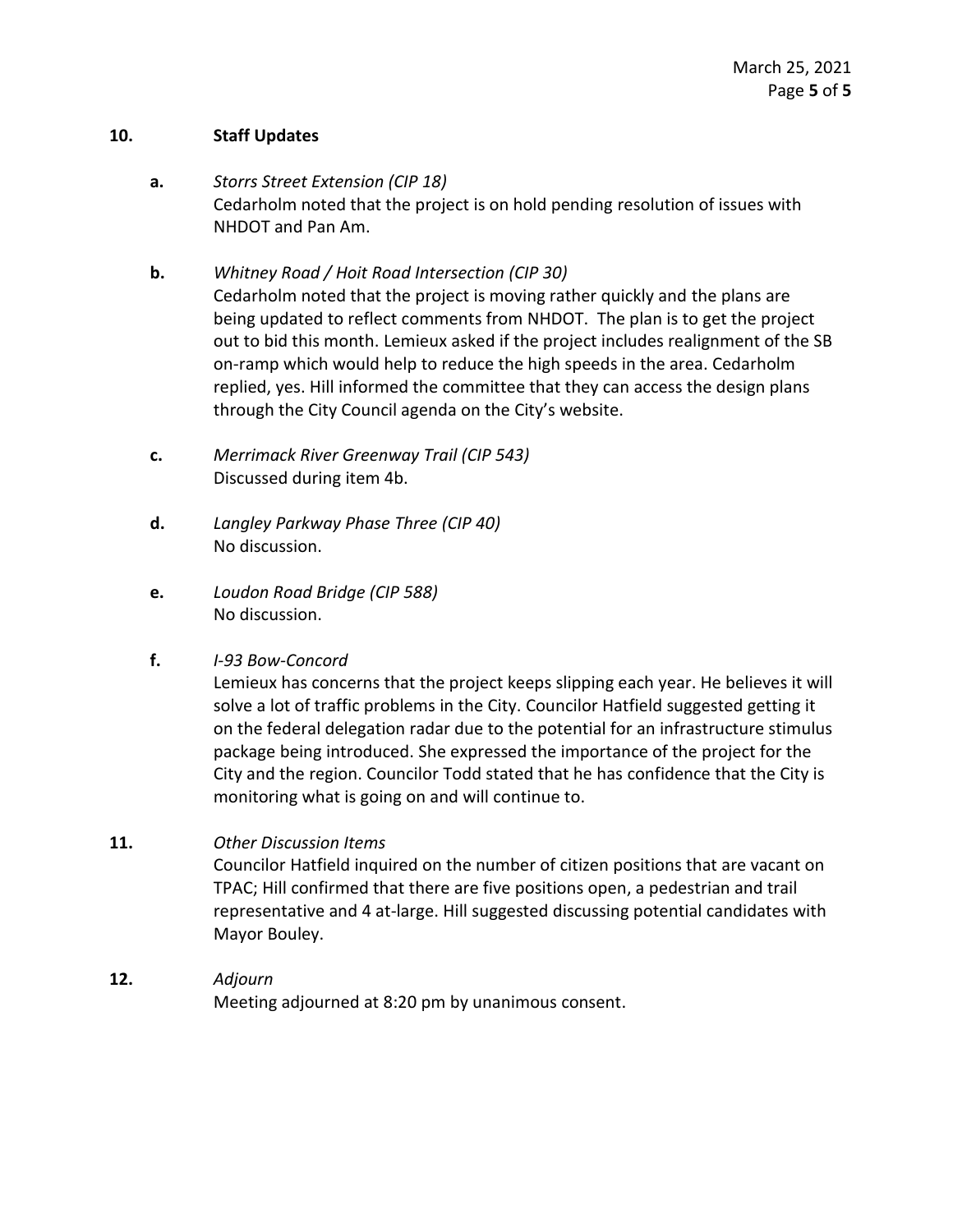**10. Staff Updates**

**a.** *Storrs Street Extension (CIP 18)*
Cedarholm noted that the project is on hold pending resolution of issues with NHDOT and Pan Am.

**b.** *Whitney Road / Hoit Road Intersection (CIP 30)*
Cedarholm noted that the project is moving rather quickly and the plans are being updated to reflect comments from NHDOT. The plan is to get the project out to bid this month. Lemieux asked if the project includes realignment of the SB on-ramp which would help to reduce the high speeds in the area. Cedarholm replied, yes. Hill informed the committee that they can access the design plans through the City Council agenda on the City's website.

**c.** *Merrimack River Greenway Trail (CIP 543)*
Discussed during item 4b.

**d.** *Langley Parkway Phase Three (CIP 40)*
No discussion.

**e.** *Loudon Road Bridge (CIP 588)*
No discussion.

**f.** *I-93 Bow-Concord*
Lemieux has concerns that the project keeps slipping each year. He believes it will solve a lot of traffic problems in the City. Councilor Hatfield suggested getting it on the federal delegation radar due to the potential for an infrastructure stimulus package being introduced. She expressed the importance of the project for the City and the region. Councilor Todd stated that he has confidence that the City is monitoring what is going on and will continue to.

**11.** *Other Discussion Items*
Councilor Hatfield inquired on the number of citizen positions that are vacant on TPAC; Hill confirmed that there are five positions open, a pedestrian and trail representative and 4 at-large. Hill suggested discussing potential candidates with Mayor Bouley.

**12.** *Adjourn*
Meeting adjourned at 8:20 pm by unanimous consent.